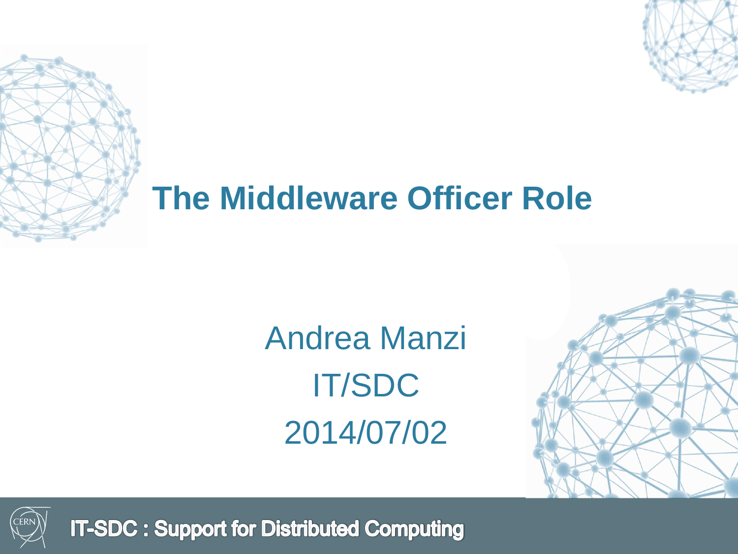# The Middleware Officer Role

Andrea Manzi

IT/SDC

2014/07/02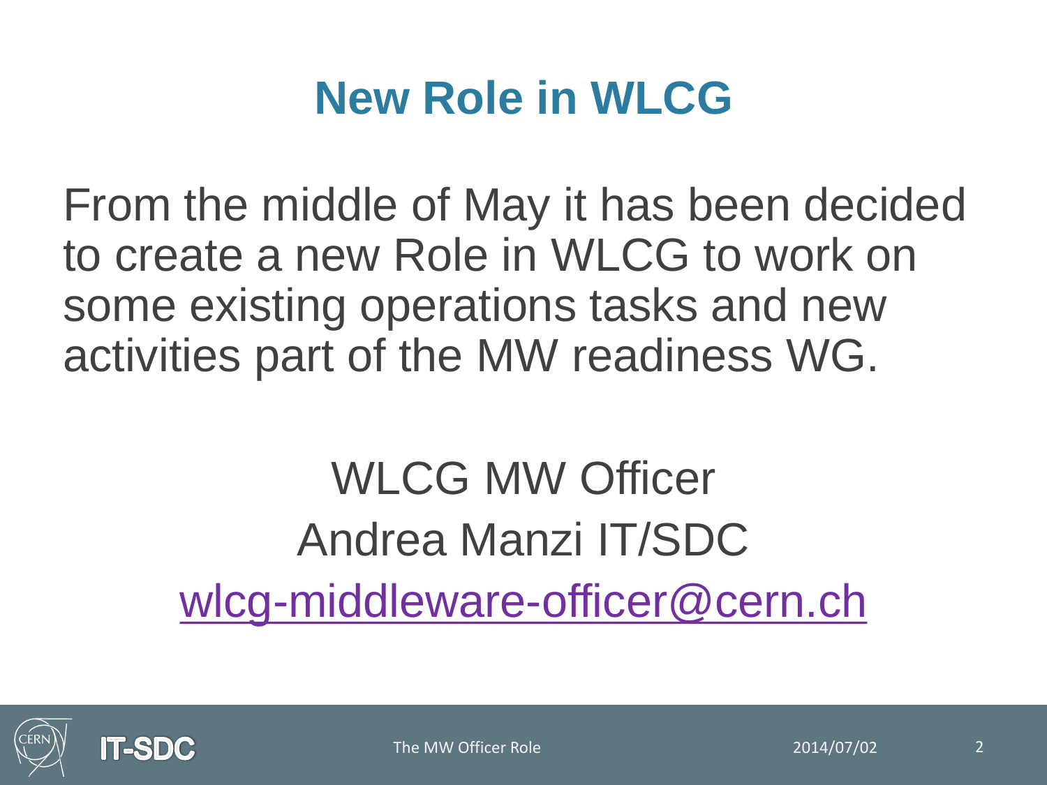# New Role in WLCG

From the middle of May it has been decided to create a new Role in WLCG to work on some existing operations tasks and new activities part of the MW readiness WG.

WLCG MW Officer

Andrea Manzi IT/SDC

wlcg-middleware-officer@cern.ch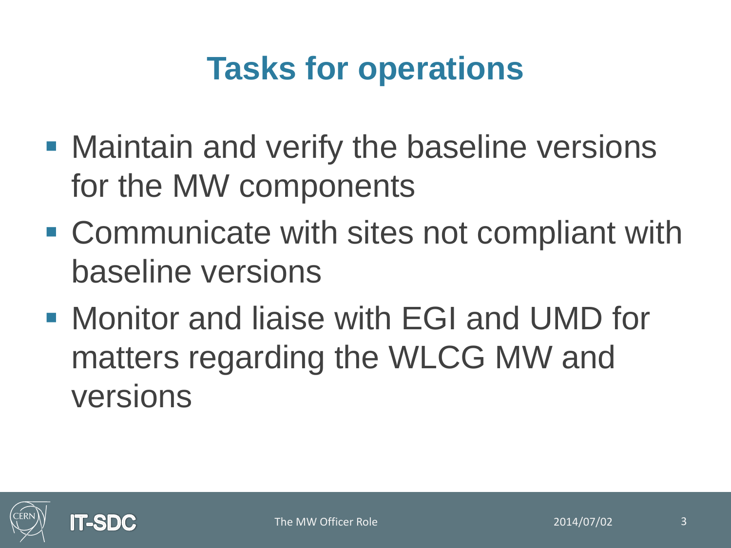# Tasks for operations

- Maintain and verify the baseline versions for the MW components
- Communicate with sites not compliant with baseline versions
- Monitor and liaise with EGI and UMD for matters regarding the WLCG MW and versions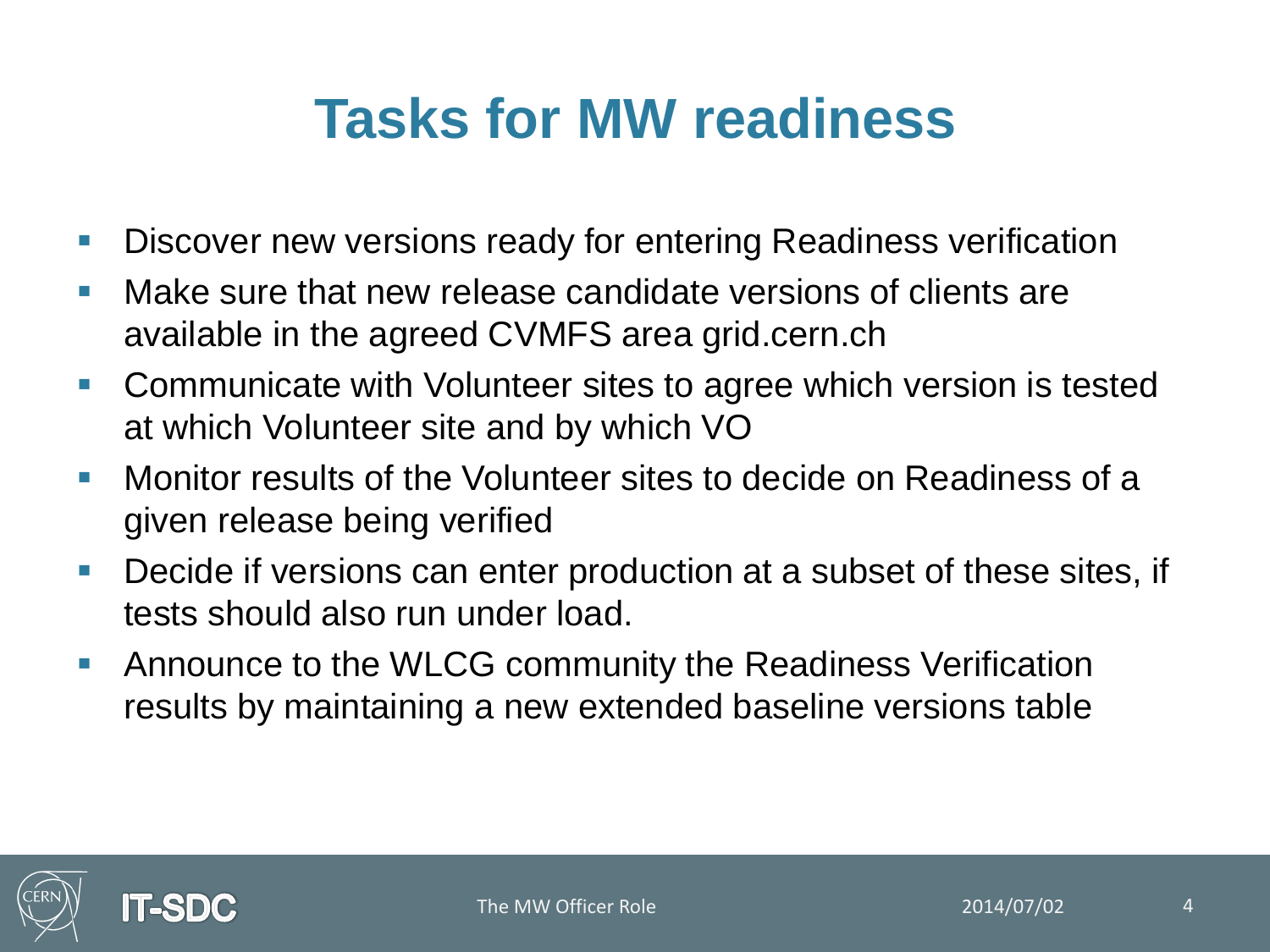# Tasks for MW readiness

- Discover new versions ready for entering Readiness verification
- Make sure that new release candidate versions of clients are available in the agreed CVMFS area grid.cern.ch
- Communicate with Volunteer sites to agree which version is tested at which Volunteer site and by which VO
- Monitor results of the Volunteer sites to decide on Readiness of a given release being verified
- Decide if versions can enter production at a subset of these sites, if tests should also run under load.
- Announce to the WLCG community the Readiness Verification results by maintaining a new extended baseline versions table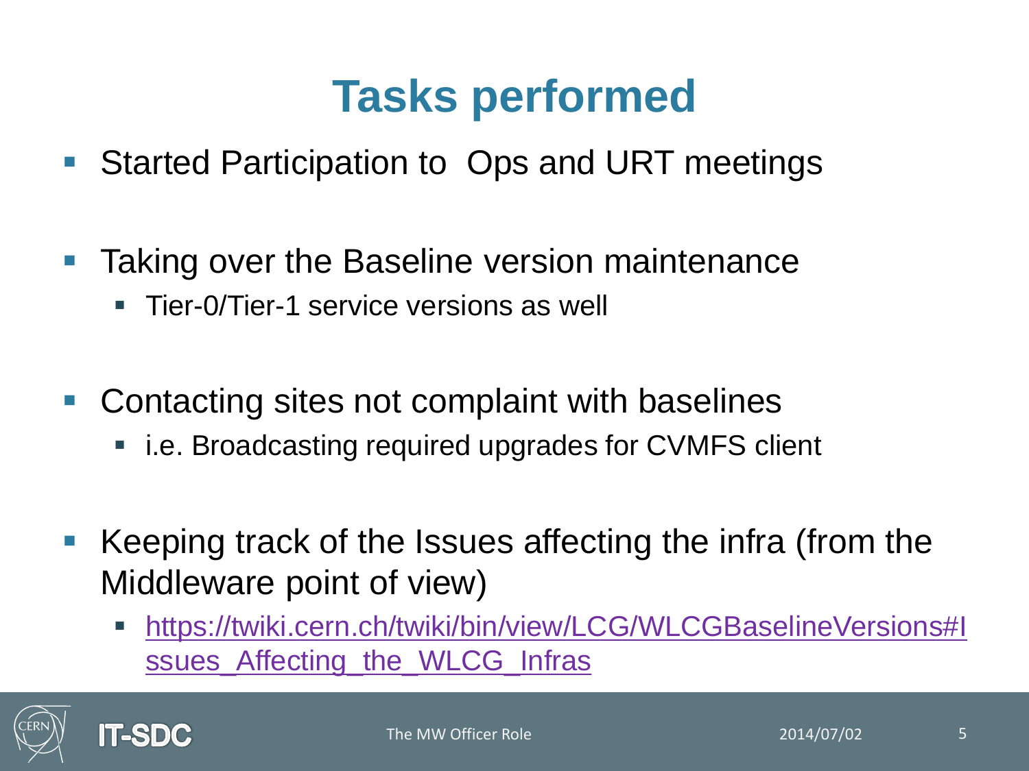# Tasks performed

- Started Participation to  Ops and URT meetings

- Taking over the Baseline version maintenance
  - Tier-0/Tier-1 service versions as well

- Contacting sites not complaint with baselines
  - i.e. Broadcasting required upgrades for CVMFS client

- Keeping track of the Issues affecting the infra (from the Middleware point of view)
  - [https://twiki.cern.ch/twiki/bin/view/LCG/WLCGBaselineVersions#Issues_Affecting_the_WLCG_Infras](https://twiki.cern.ch/twiki/bin/view/LCG/WLCGBaselineVersions#Issues_Affecting_the_WLCG_Infras)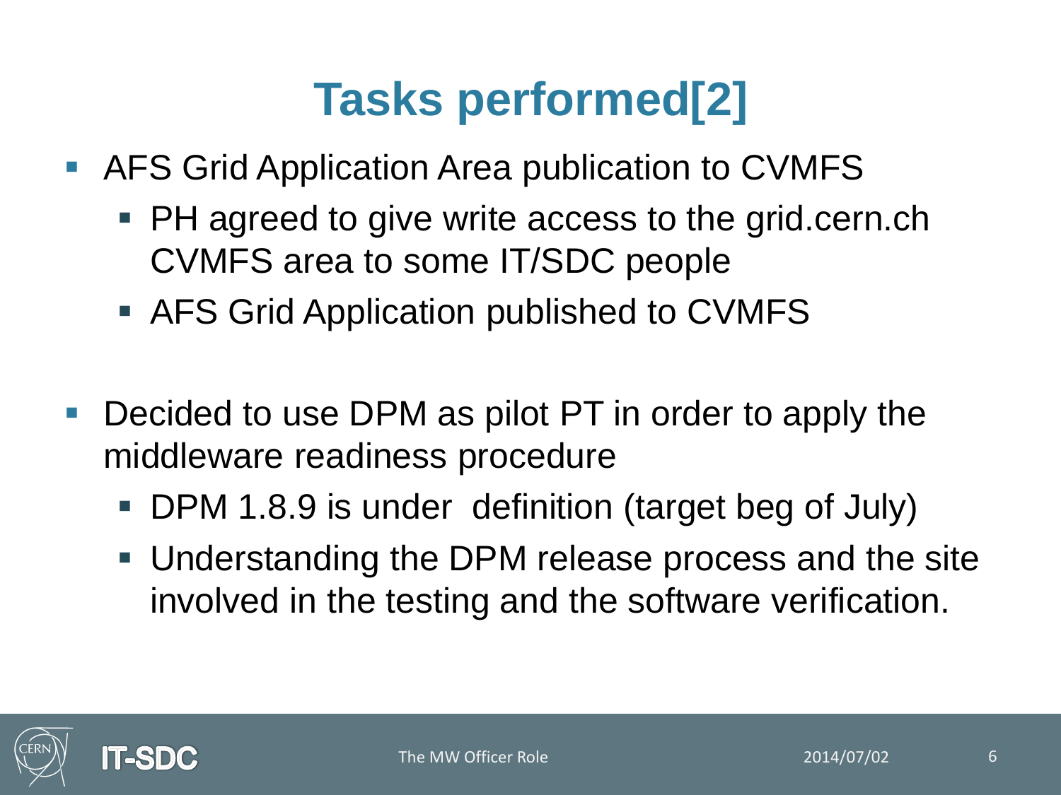# Tasks performed[2]

- AFS Grid Application Area publication to CVMFS
  - PH agreed to give write access to the grid.cern.ch CVMFS area to some IT/SDC people
  - AFS Grid Application published to CVMFS

- Decided to use DPM as pilot PT in order to apply the middleware readiness procedure
  - DPM 1.8.9 is under definition (target beg of July)
  - Understanding the DPM release process and the site involved in the testing and the software verification.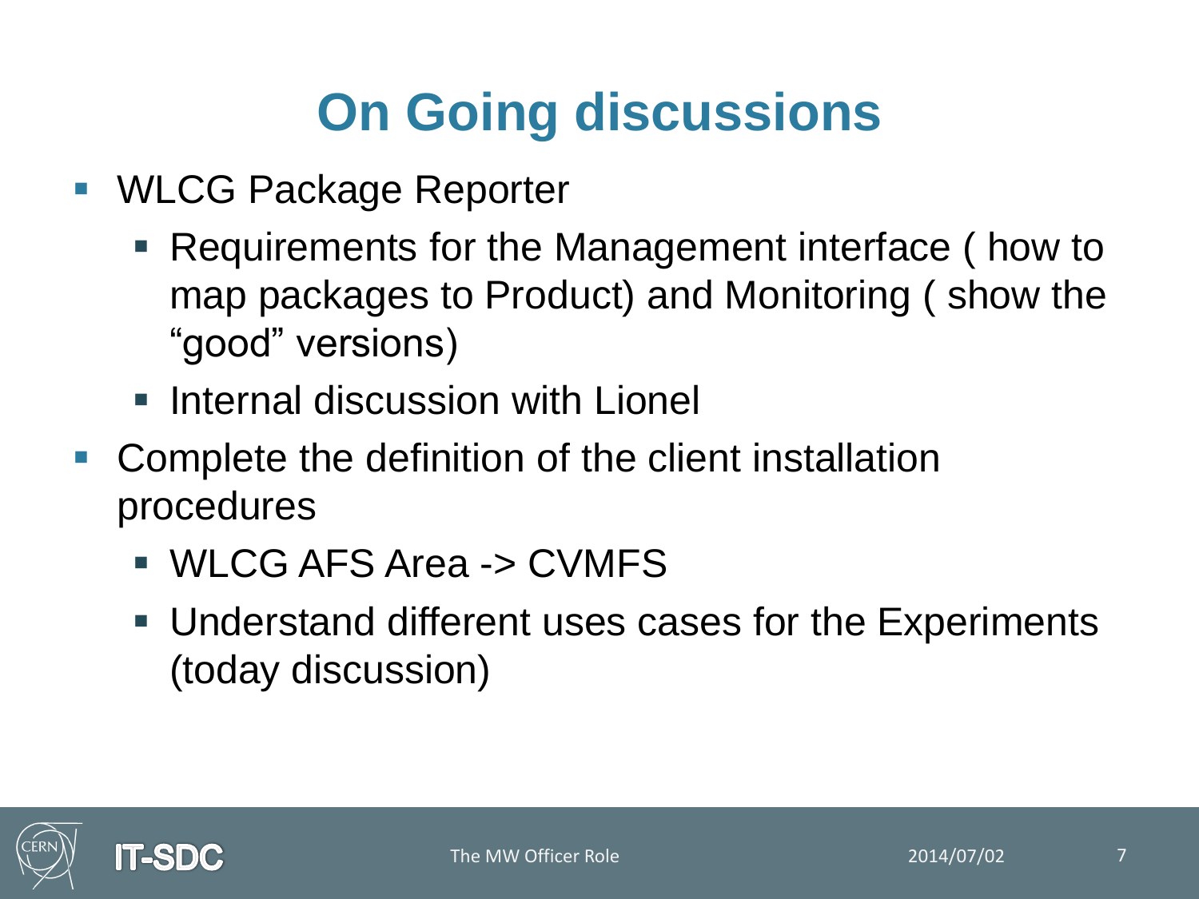# On Going discussions

- WLCG Package Reporter
  - Requirements for the Management interface ( how to map packages to Product) and Monitoring ( show the "good" versions)
  - Internal discussion with Lionel
- Complete the definition of the client installation procedures
  - WLCG AFS Area -> CVMFS
  - Understand different uses cases for the Experiments (today discussion)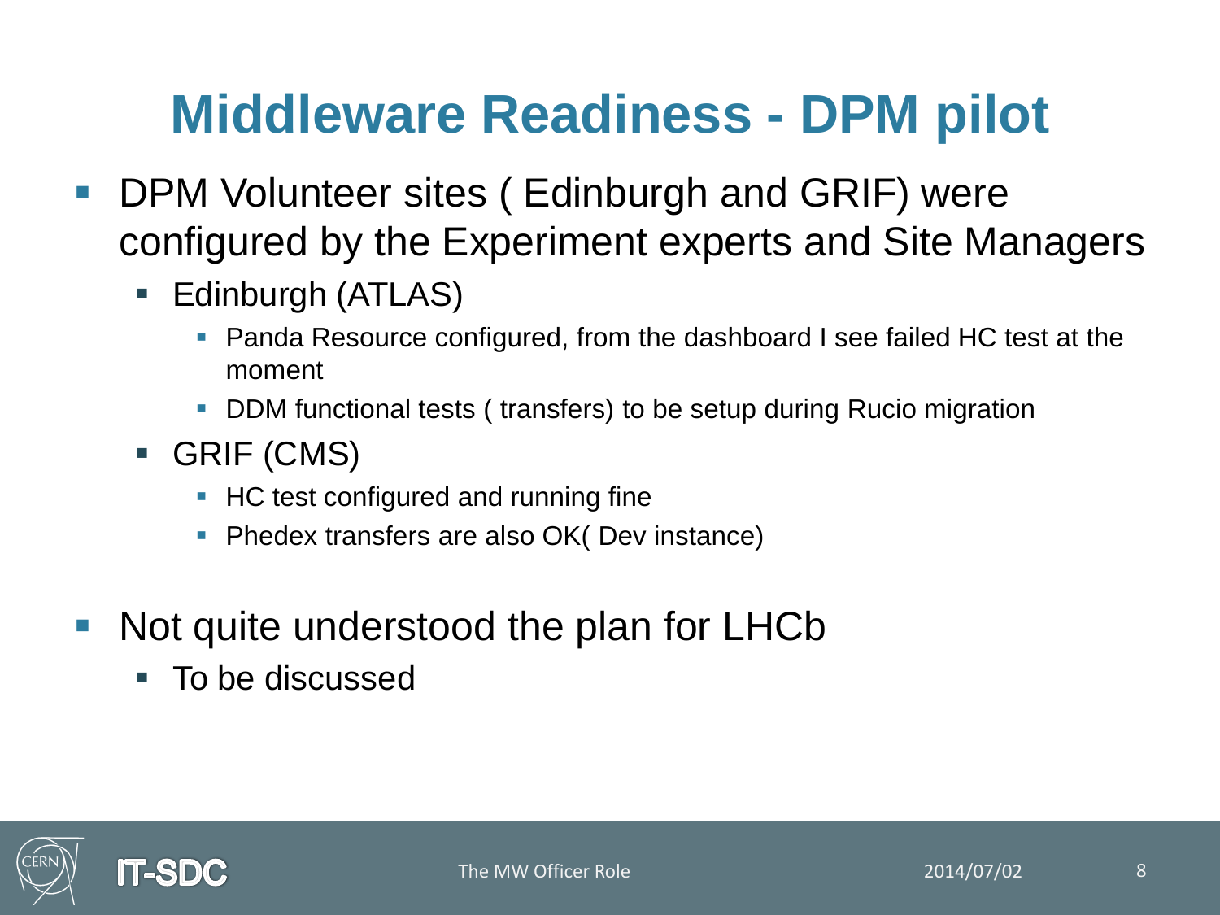# Middleware Readiness - DPM pilot

- DPM Volunteer sites ( Edinburgh and GRIF) were configured by the Experiment experts and Site Managers
  - Edinburgh (ATLAS)
    - Panda Resource configured, from the dashboard I see failed HC test at the moment
    - DDM functional tests ( transfers) to be setup during Rucio migration
  - GRIF (CMS)
    - HC test configured and running fine
    - Phedex transfers are also OK( Dev instance)

- Not quite understood the plan for LHCb
  - To be discussed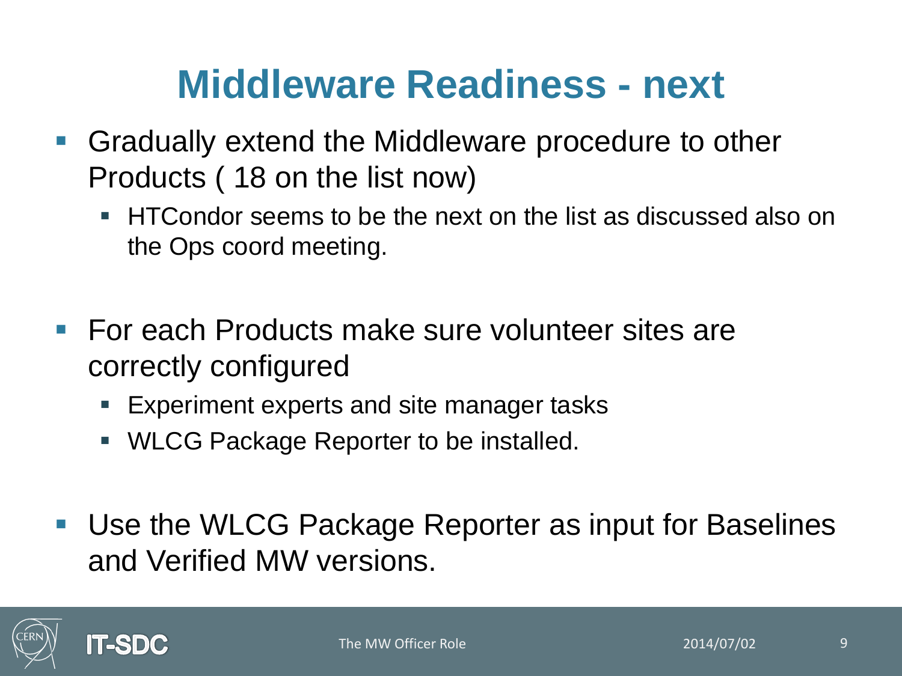# Middleware Readiness - next

- Gradually extend the Middleware procedure to other Products ( 18 on the list now)
  - HTCondor seems to be the next on the list as discussed also on the Ops coord meeting.
- For each Products make sure volunteer sites are correctly configured
  - Experiment experts and site manager tasks
  - WLCG Package Reporter to be installed.
- Use the WLCG Package Reporter as input for Baselines and Verified MW versions.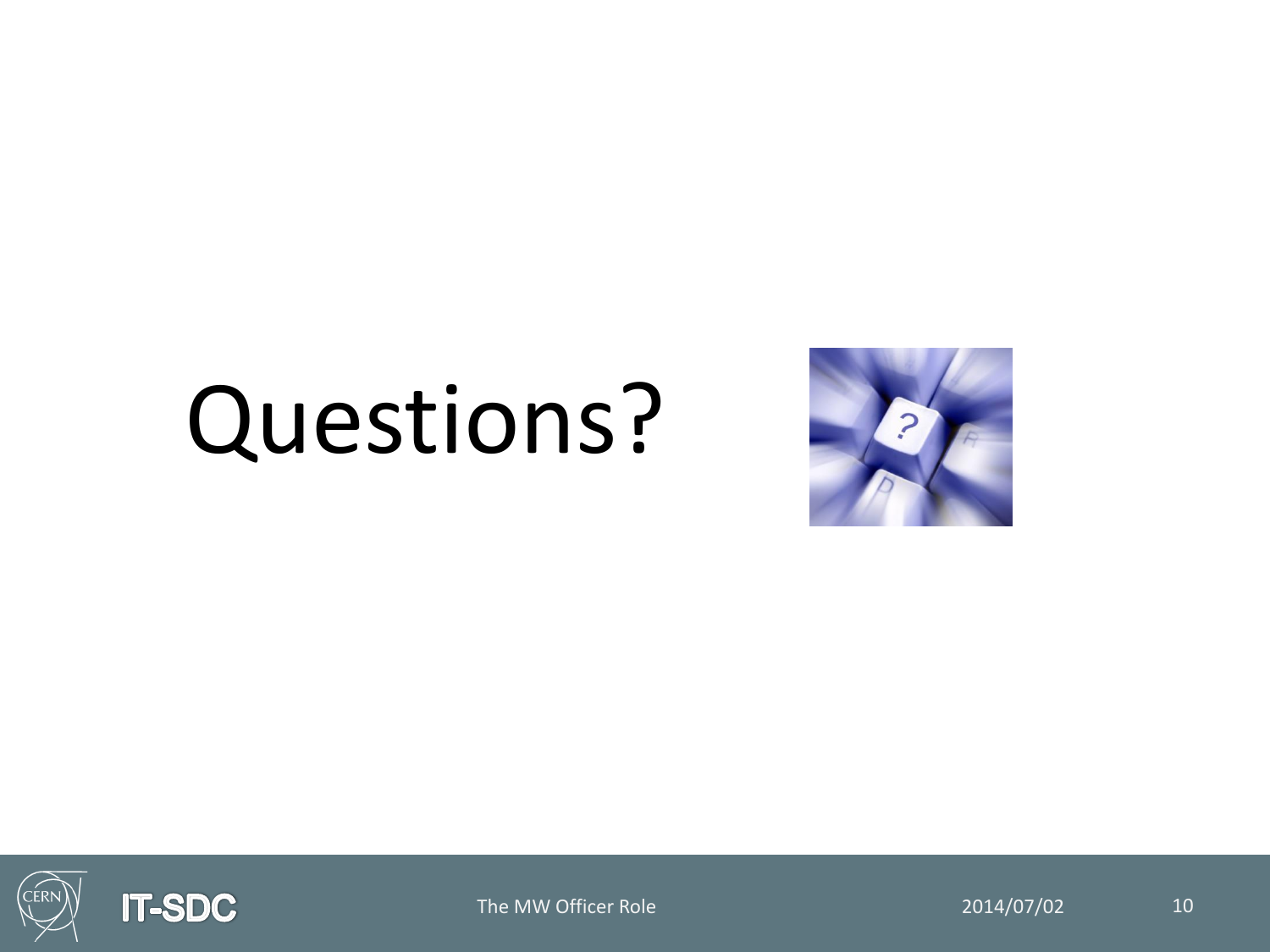# Questions?